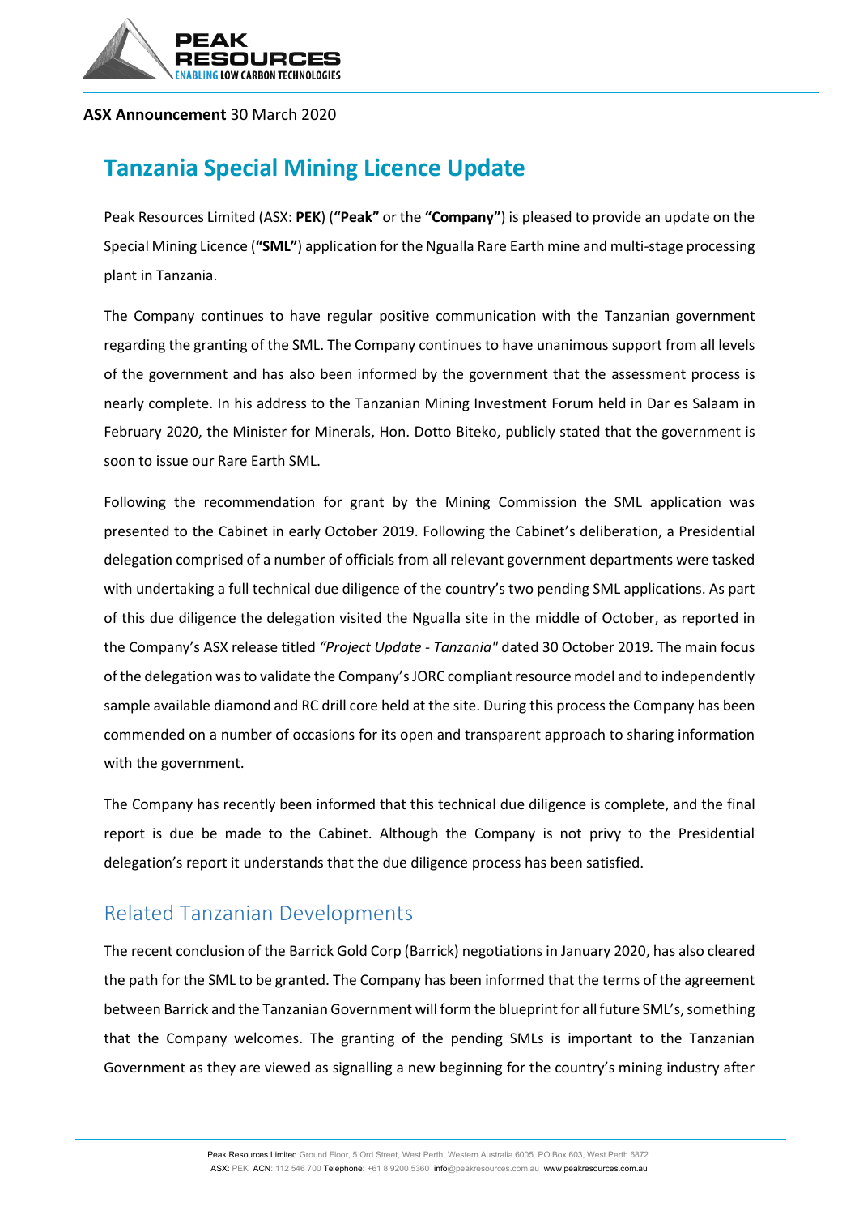**ASX Announcement** 30 March 2020

# Tanzania Special Mining Licence Update

Peak Resources Limited (ASX: **PEK**) (**"Peak"** or the **"Company"**) is pleased to provide an update on the Special Mining Licence (**"SML"**) application for the Ngualla Rare Earth mine and multi-stage processing plant in Tanzania.

The Company continues to have regular positive communication with the Tanzanian government regarding the granting of the SML. The Company continues to have unanimous support from all levels of the government and has also been informed by the government that the assessment process is nearly complete. In his address to the Tanzanian Mining Investment Forum held in Dar es Salaam in February 2020, the Minister for Minerals, Hon. Dotto Biteko, publicly stated that the government is soon to issue our Rare Earth SML.

Following the recommendation for grant by the Mining Commission the SML application was presented to the Cabinet in early October 2019. Following the Cabinet's deliberation, a Presidential delegation comprised of a number of officials from all relevant government departments were tasked with undertaking a full technical due diligence of the country's two pending SML applications. As part of this due diligence the delegation visited the Ngualla site in the middle of October, as reported in the Company's ASX release titled *"Project Update - Tanzania"* dated 30 October 2019. The main focus of the delegation was to validate the Company's JORC compliant resource model and to independently sample available diamond and RC drill core held at the site. During this process the Company has been commended on a number of occasions for its open and transparent approach to sharing information with the government.

The Company has recently been informed that this technical due diligence is complete, and the final report is due be made to the Cabinet. Although the Company is not privy to the Presidential delegation's report it understands that the due diligence process has been satisfied.

## Related Tanzanian Developments

The recent conclusion of the Barrick Gold Corp (Barrick) negotiations in January 2020, has also cleared the path for the SML to be granted. The Company has been informed that the terms of the agreement between Barrick and the Tanzanian Government will form the blueprint for all future SML's, something that the Company welcomes. The granting of the pending SMLs is important to the Tanzanian Government as they are viewed as signalling a new beginning for the country's mining industry after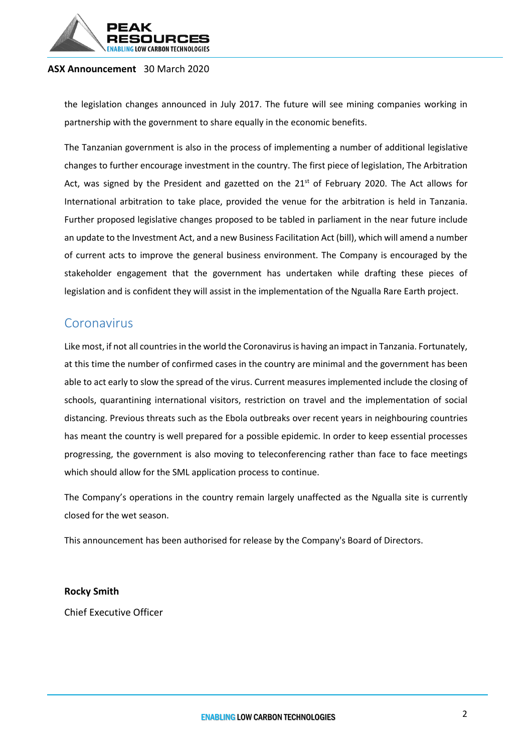the legislation changes announced in July 2017. The future will see mining companies working in partnership with the government to share equally in the economic benefits.

The Tanzanian government is also in the process of implementing a number of additional legislative changes to further encourage investment in the country. The first piece of legislation, The Arbitration Act, was signed by the President and gazetted on the 21st of February 2020. The Act allows for International arbitration to take place, provided the venue for the arbitration is held in Tanzania. Further proposed legislative changes proposed to be tabled in parliament in the near future include an update to the Investment Act, and a new Business Facilitation Act (bill), which will amend a number of current acts to improve the general business environment. The Company is encouraged by the stakeholder engagement that the government has undertaken while drafting these pieces of legislation and is confident they will assist in the implementation of the Ngualla Rare Earth project.

## Coronavirus

Like most, if not all countries in the world the Coronavirus is having an impact in Tanzania. Fortunately, at this time the number of confirmed cases in the country are minimal and the government has been able to act early to slow the spread of the virus. Current measures implemented include the closing of schools, quarantining international visitors, restriction on travel and the implementation of social distancing. Previous threats such as the Ebola outbreaks over recent years in neighbouring countries has meant the country is well prepared for a possible epidemic. In order to keep essential processes progressing, the government is also moving to teleconferencing rather than face to face meetings which should allow for the SML application process to continue.

The Company's operations in the country remain largely unaffected as the Ngualla site is currently closed for the wet season.

This announcement has been authorised for release by the Company's Board of Directors.

**Rocky Smith**

Chief Executive Officer